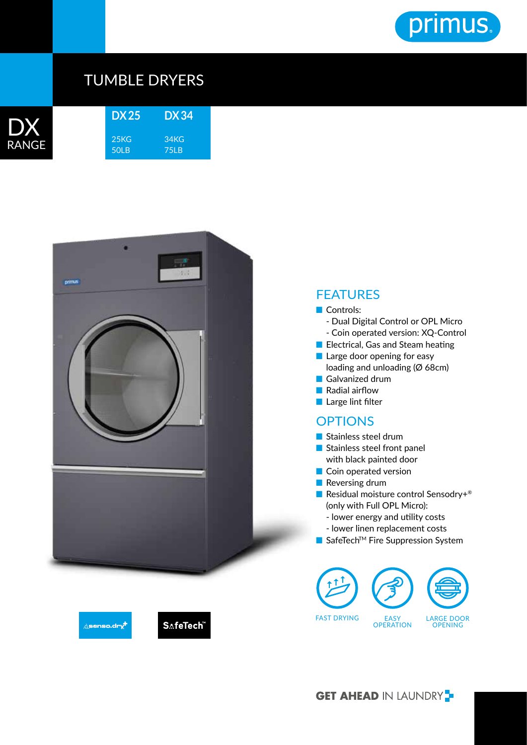primus

# TUMBLE DRYERS

## DX RANGE

| DX 25 | DX 34 |
|---|---|
| 25KG | 34KG |
| 50LB | 75LB |

## FEATURES

- Controls:
  - Dual Digital Control or OPL Micro
  - Coin operated version: XQ-Control
- Electrical, Gas and Steam heating
- Large door opening for easy loading and unloading (Ø 68cm)
- Galvanized drum
- Radial airflow
- Large lint filter

## OPTIONS

- Stainless steel drum
- Stainless steel front panel with black painted door
- Coin operated version
- Reversing drum
- Residual moisture control Sensodry+® (only with Full OPL Micro):
  - lower energy and utility costs
  - lower linen replacement costs
- SafeTech™ Fire Suppression System

senso.dry+ SafeTech™

FAST DRYING · EASY OPERATION · LARGE DOOR OPENING

**GET AHEAD** IN LAUNDRY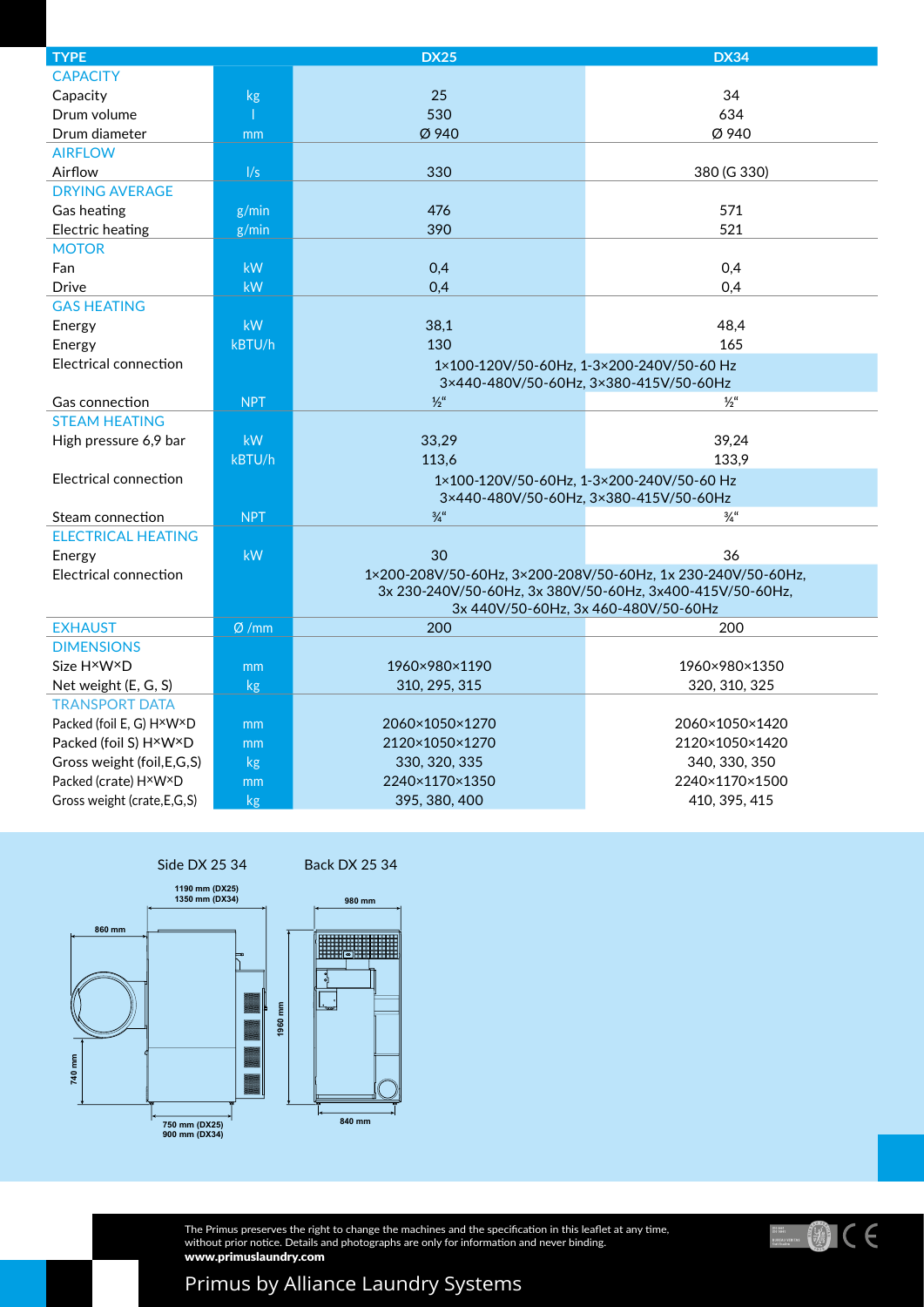| TYPE | | DX25 | DX34 |
|---|---|---|---|
| CAPACITY | | | |
| Capacity | kg | 25 | 34 |
| Drum volume | l | 530 | 634 |
| Drum diameter | mm | Ø 940 | Ø 940 |
| AIRFLOW | | | |
| Airflow | l/s | 330 | 380 (G 330) |
| DRYING AVERAGE | | | |
| Gas heating | g/min | 476 | 571 |
| Electric heating | g/min | 390 | 521 |
| MOTOR | | | |
| Fan | kW | 0,4 | 0,4 |
| Drive | kW | 0,4 | 0,4 |
| GAS HEATING | | | |
| Energy | kW | 38,1 | 48,4 |
| Energy | kBTU/h | 130 | 165 |
| Electrical connection | | 1×100-120V/50-60Hz, 1-3×200-240V/50-60 Hz 3×440-480V/50-60Hz, 3×380-415V/50-60Hz | |
| Gas connection | NPT | ½" | ½" |
| STEAM HEATING | | | |
| High pressure 6,9 bar | kW | 33,29 | 39,24 |
| | kBTU/h | 113,6 | 133,9 |
| Electrical connection | | 1×100-120V/50-60Hz, 1-3×200-240V/50-60 Hz 3×440-480V/50-60Hz, 3×380-415V/50-60Hz | |
| Steam connection | NPT | ¾" | ¾" |
| ELECTRICAL HEATING | | | |
| Energy | kW | 30 | 36 |
| Electrical connection | | 1×200-208V/50-60Hz, 3×200-208V/50-60Hz, 1x 230-240V/50-60Hz, 3x 230-240V/50-60Hz, 3x 380V/50-60Hz, 3x400-415V/50-60Hz, 3x 440V/50-60Hz, 3x 460-480V/50-60Hz | |
| EXHAUST | Ø /mm | 200 | 200 |
| DIMENSIONS | | | |
| Size H×W×D | mm | 1960×980×1190 | 1960×980×1350 |
| Net weight (E, G, S) | kg | 310, 295, 315 | 320, 310, 325 |
| TRANSPORT DATA | | | |
| Packed (foil E, G) H×W×D | mm | 2060×1050×1270 | 2060×1050×1420 |
| Packed (foil S) H×W×D | mm | 2120×1050×1270 | 2120×1050×1420 |
| Gross weight (foil,E,G,S) | kg | 330, 320, 335 | 340, 330, 350 |
| Packed (crate) H×W×D | mm | 2240×1170×1350 | 2240×1170×1500 |
| Gross weight (crate,E,G,S) | kg | 395, 380, 400 | 410, 395, 415 |

Side DX 25 34

1190 mm (DX25)
1350 mm (DX34)
860 mm
740 mm
750 mm (DX25)
900 mm (DX34)

Back DX 25 34

980 mm
1960 mm
840 mm

The Primus preserves the right to change the machines and the specification in this leaflet at any time, without prior notice. Details and photographs are only for information and never binding.
**www.primuslaundry.com**

Primus by Alliance Laundry Systems